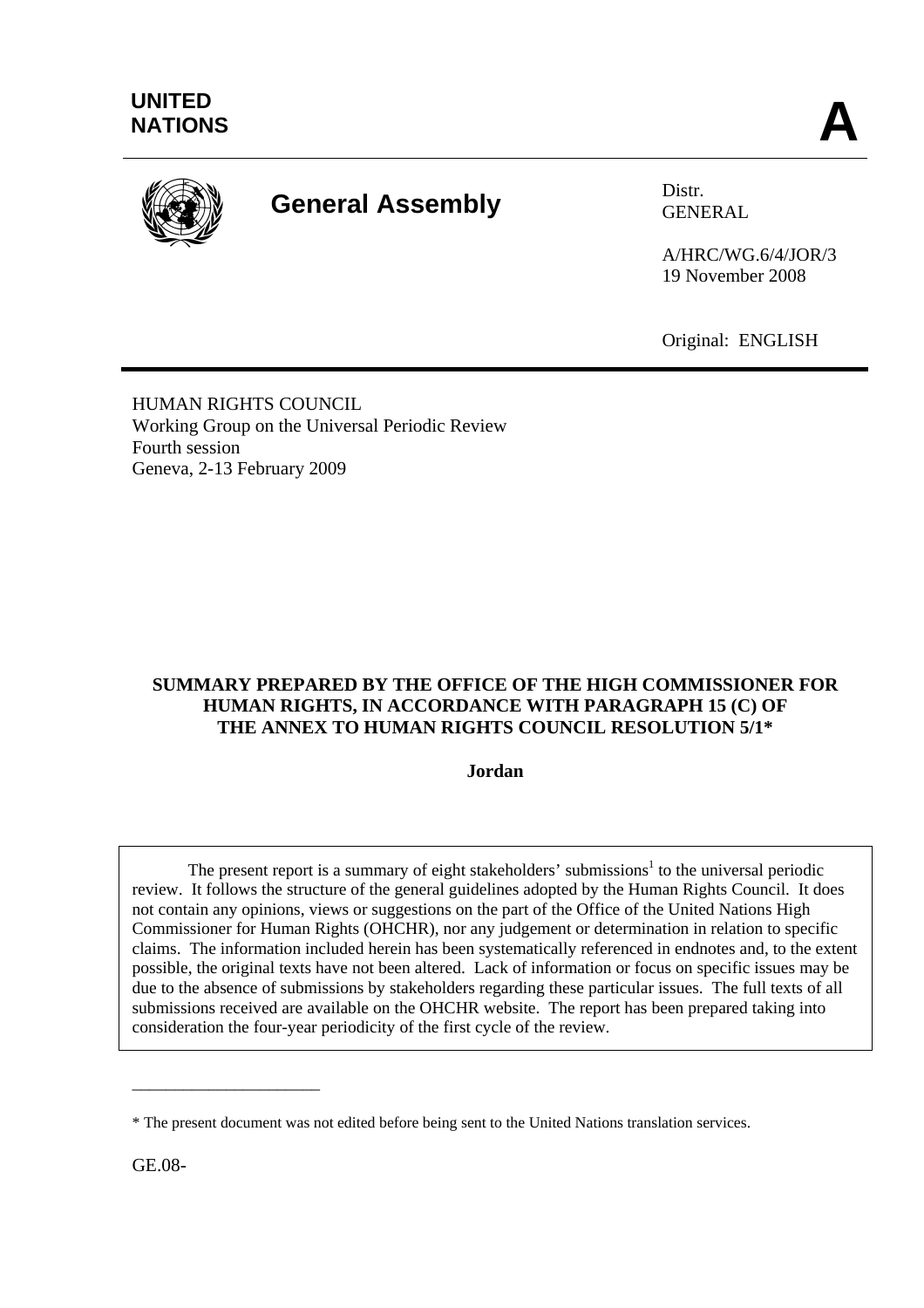**UNITED NATIONS** **A**

# General Assembly

Distr.
GENERAL

A/HRC/WG.6/4/JOR/3
19 November 2008

Original: ENGLISH

HUMAN RIGHTS COUNCIL
Working Group on the Universal Periodic Review
Fourth session
Geneva, 2-13 February 2009

## SUMMARY PREPARED BY THE OFFICE OF THE HIGH COMMISSIONER FOR HUMAN RIGHTS, IN ACCORDANCE WITH PARAGRAPH 15 (C) OF THE ANNEX TO HUMAN RIGHTS COUNCIL RESOLUTION 5/1*

**Jordan**

The present report is a summary of eight stakeholders' submissions[1] to the universal periodic review. It follows the structure of the general guidelines adopted by the Human Rights Council. It does not contain any opinions, views or suggestions on the part of the Office of the United Nations High Commissioner for Human Rights (OHCHR), nor any judgement or determination in relation to specific claims. The information included herein has been systematically referenced in endnotes and, to the extent possible, the original texts have not been altered. Lack of information or focus on specific issues may be due to the absence of submissions by stakeholders regarding these particular issues. The full texts of all submissions received are available on the OHCHR website. The report has been prepared taking into consideration the four-year periodicity of the first cycle of the review.

---

\* The present document was not edited before being sent to the United Nations translation services.

GE.08-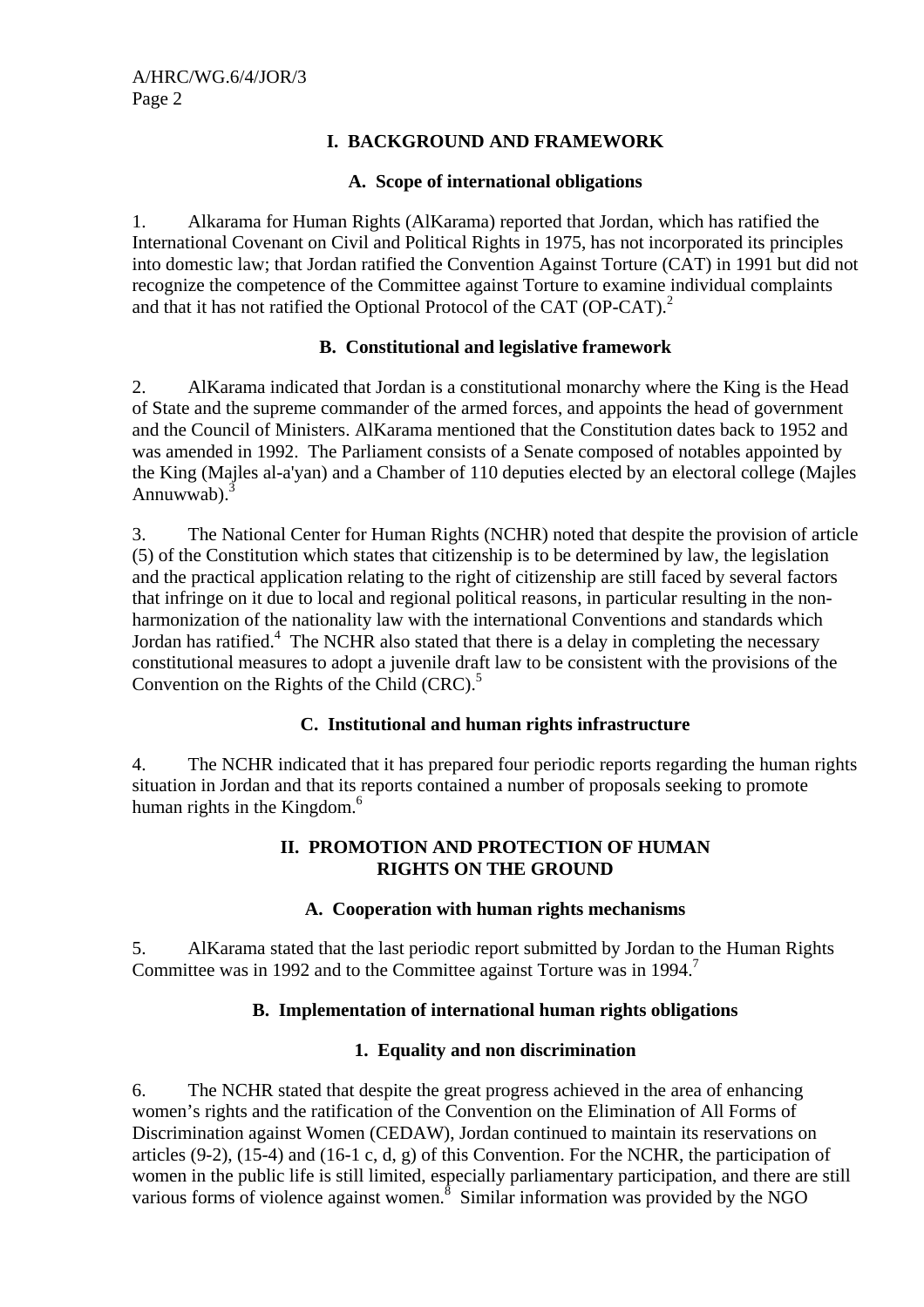# I. BACKGROUND AND FRAMEWORK

## A. Scope of international obligations

1. Alkarama for Human Rights (AlKarama) reported that Jordan, which has ratified the International Covenant on Civil and Political Rights in 1975, has not incorporated its principles into domestic law; that Jordan ratified the Convention Against Torture (CAT) in 1991 but did not recognize the competence of the Committee against Torture to examine individual complaints and that it has not ratified the Optional Protocol of the CAT (OP-CAT).[2]

## B. Constitutional and legislative framework

2. AlKarama indicated that Jordan is a constitutional monarchy where the King is the Head of State and the supreme commander of the armed forces, and appoints the head of government and the Council of Ministers. AlKarama mentioned that the Constitution dates back to 1952 and was amended in 1992. The Parliament consists of a Senate composed of notables appointed by the King (Majles al-a'yan) and a Chamber of 110 deputies elected by an electoral college (Majles Annuwwab).[3]

3. The National Center for Human Rights (NCHR) noted that despite the provision of article (5) of the Constitution which states that citizenship is to be determined by law, the legislation and the practical application relating to the right of citizenship are still faced by several factors that infringe on it due to local and regional political reasons, in particular resulting in the non-harmonization of the nationality law with the international Conventions and standards which Jordan has ratified.[4] The NCHR also stated that there is a delay in completing the necessary constitutional measures to adopt a juvenile draft law to be consistent with the provisions of the Convention on the Rights of the Child (CRC).[5]

## C. Institutional and human rights infrastructure

4. The NCHR indicated that it has prepared four periodic reports regarding the human rights situation in Jordan and that its reports contained a number of proposals seeking to promote human rights in the Kingdom.[6]

# II. PROMOTION AND PROTECTION OF HUMAN RIGHTS ON THE GROUND

## A. Cooperation with human rights mechanisms

5. AlKarama stated that the last periodic report submitted by Jordan to the Human Rights Committee was in 1992 and to the Committee against Torture was in 1994.[7]

## B. Implementation of international human rights obligations

### 1. Equality and non discrimination

6. The NCHR stated that despite the great progress achieved in the area of enhancing women's rights and the ratification of the Convention on the Elimination of All Forms of Discrimination against Women (CEDAW), Jordan continued to maintain its reservations on articles (9-2), (15-4) and (16-1 c, d, g) of this Convention. For the NCHR, the participation of women in the public life is still limited, especially parliamentary participation, and there are still various forms of violence against women.[8] Similar information was provided by the NGO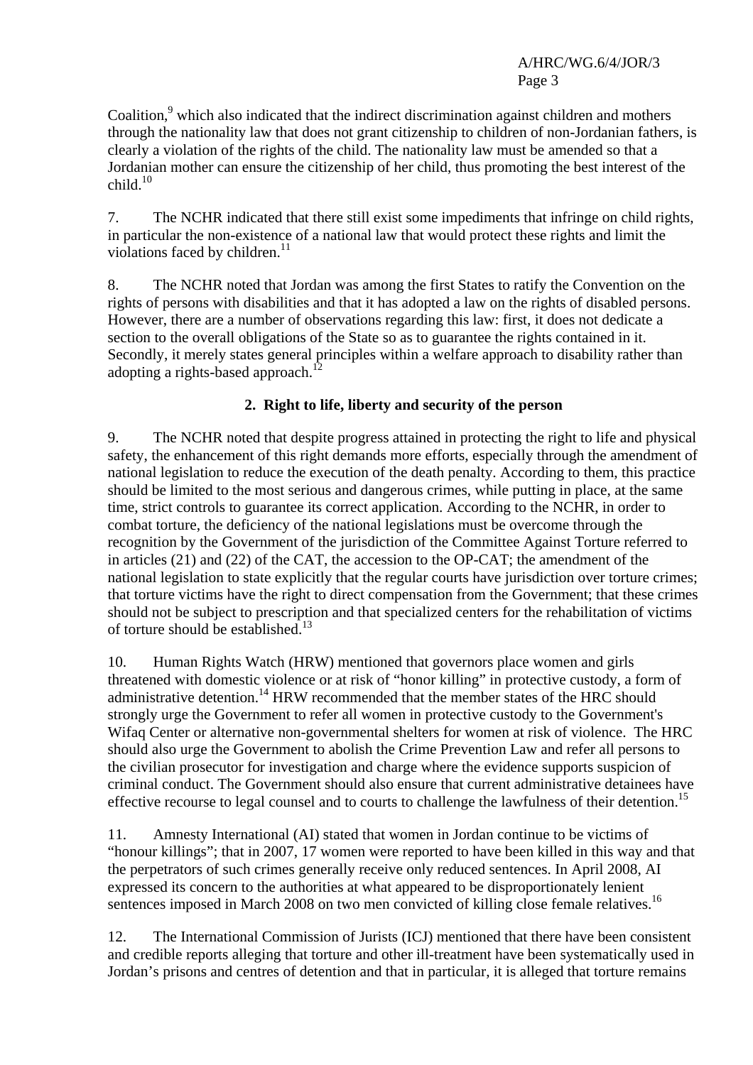Coalition,[9] which also indicated that the indirect discrimination against children and mothers through the nationality law that does not grant citizenship to children of non-Jordanian fathers, is clearly a violation of the rights of the child. The nationality law must be amended so that a Jordanian mother can ensure the citizenship of her child, thus promoting the best interest of the child.[10]

7. The NCHR indicated that there still exist some impediments that infringe on child rights, in particular the non-existence of a national law that would protect these rights and limit the violations faced by children.[11]

8. The NCHR noted that Jordan was among the first States to ratify the Convention on the rights of persons with disabilities and that it has adopted a law on the rights of disabled persons. However, there are a number of observations regarding this law: first, it does not dedicate a section to the overall obligations of the State so as to guarantee the rights contained in it. Secondly, it merely states general principles within a welfare approach to disability rather than adopting a rights-based approach.[12]

### 2. Right to life, liberty and security of the person

9. The NCHR noted that despite progress attained in protecting the right to life and physical safety, the enhancement of this right demands more efforts, especially through the amendment of national legislation to reduce the execution of the death penalty. According to them, this practice should be limited to the most serious and dangerous crimes, while putting in place, at the same time, strict controls to guarantee its correct application. According to the NCHR, in order to combat torture, the deficiency of the national legislations must be overcome through the recognition by the Government of the jurisdiction of the Committee Against Torture referred to in articles (21) and (22) of the CAT, the accession to the OP-CAT; the amendment of the national legislation to state explicitly that the regular courts have jurisdiction over torture crimes; that torture victims have the right to direct compensation from the Government; that these crimes should not be subject to prescription and that specialized centers for the rehabilitation of victims of torture should be established.[13]

10. Human Rights Watch (HRW) mentioned that governors place women and girls threatened with domestic violence or at risk of "honor killing" in protective custody, a form of administrative detention.[14] HRW recommended that the member states of the HRC should strongly urge the Government to refer all women in protective custody to the Government's Wifaq Center or alternative non-governmental shelters for women at risk of violence. The HRC should also urge the Government to abolish the Crime Prevention Law and refer all persons to the civilian prosecutor for investigation and charge where the evidence supports suspicion of criminal conduct. The Government should also ensure that current administrative detainees have effective recourse to legal counsel and to courts to challenge the lawfulness of their detention.[15]

11. Amnesty International (AI) stated that women in Jordan continue to be victims of "honour killings"; that in 2007, 17 women were reported to have been killed in this way and that the perpetrators of such crimes generally receive only reduced sentences. In April 2008, AI expressed its concern to the authorities at what appeared to be disproportionately lenient sentences imposed in March 2008 on two men convicted of killing close female relatives.[16]

12. The International Commission of Jurists (ICJ) mentioned that there have been consistent and credible reports alleging that torture and other ill-treatment have been systematically used in Jordan's prisons and centres of detention and that in particular, it is alleged that torture remains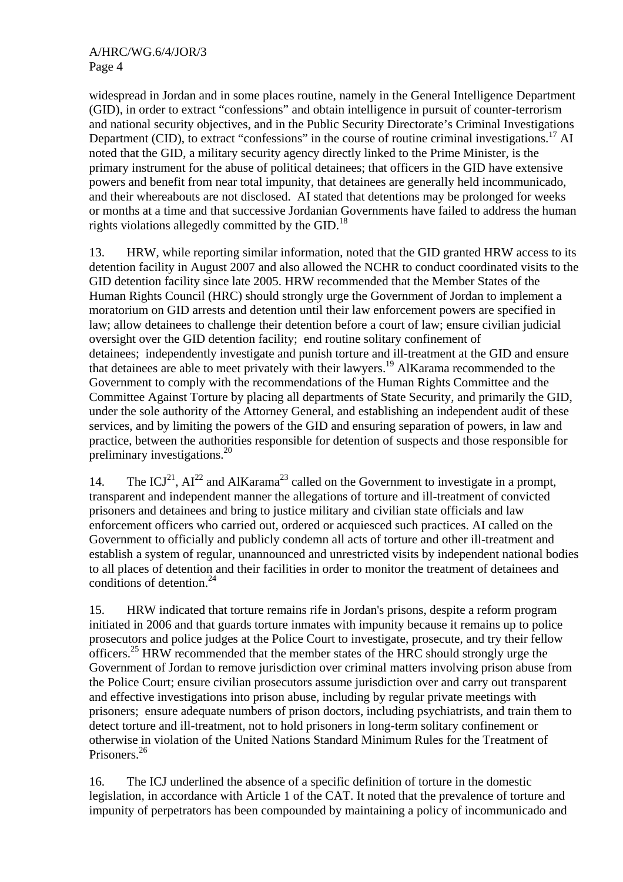widespread in Jordan and in some places routine, namely in the General Intelligence Department (GID), in order to extract "confessions" and obtain intelligence in pursuit of counter-terrorism and national security objectives, and in the Public Security Directorate's Criminal Investigations Department (CID), to extract "confessions" in the course of routine criminal investigations.[17] AI noted that the GID, a military security agency directly linked to the Prime Minister, is the primary instrument for the abuse of political detainees; that officers in the GID have extensive powers and benefit from near total impunity, that detainees are generally held incommunicado, and their whereabouts are not disclosed. AI stated that detentions may be prolonged for weeks or months at a time and that successive Jordanian Governments have failed to address the human rights violations allegedly committed by the GID.[18]

13. HRW, while reporting similar information, noted that the GID granted HRW access to its detention facility in August 2007 and also allowed the NCHR to conduct coordinated visits to the GID detention facility since late 2005. HRW recommended that the Member States of the Human Rights Council (HRC) should strongly urge the Government of Jordan to implement a moratorium on GID arrests and detention until their law enforcement powers are specified in law; allow detainees to challenge their detention before a court of law; ensure civilian judicial oversight over the GID detention facility; end routine solitary confinement of detainees; independently investigate and punish torture and ill-treatment at the GID and ensure that detainees are able to meet privately with their lawyers.[19] AlKarama recommended to the Government to comply with the recommendations of the Human Rights Committee and the Committee Against Torture by placing all departments of State Security, and primarily the GID, under the sole authority of the Attorney General, and establishing an independent audit of these services, and by limiting the powers of the GID and ensuring separation of powers, in law and practice, between the authorities responsible for detention of suspects and those responsible for preliminary investigations.[20]

14. The ICJ[21], AI[22] and AlKarama[23] called on the Government to investigate in a prompt, transparent and independent manner the allegations of torture and ill-treatment of convicted prisoners and detainees and bring to justice military and civilian state officials and law enforcement officers who carried out, ordered or acquiesced such practices. AI called on the Government to officially and publicly condemn all acts of torture and other ill-treatment and establish a system of regular, unannounced and unrestricted visits by independent national bodies to all places of detention and their facilities in order to monitor the treatment of detainees and conditions of detention.[24]

15. HRW indicated that torture remains rife in Jordan's prisons, despite a reform program initiated in 2006 and that guards torture inmates with impunity because it remains up to police prosecutors and police judges at the Police Court to investigate, prosecute, and try their fellow officers.[25] HRW recommended that the member states of the HRC should strongly urge the Government of Jordan to remove jurisdiction over criminal matters involving prison abuse from the Police Court; ensure civilian prosecutors assume jurisdiction over and carry out transparent and effective investigations into prison abuse, including by regular private meetings with prisoners; ensure adequate numbers of prison doctors, including psychiatrists, and train them to detect torture and ill-treatment, not to hold prisoners in long-term solitary confinement or otherwise in violation of the United Nations Standard Minimum Rules for the Treatment of Prisoners.[26]

16. The ICJ underlined the absence of a specific definition of torture in the domestic legislation, in accordance with Article 1 of the CAT. It noted that the prevalence of torture and impunity of perpetrators has been compounded by maintaining a policy of incommunicado and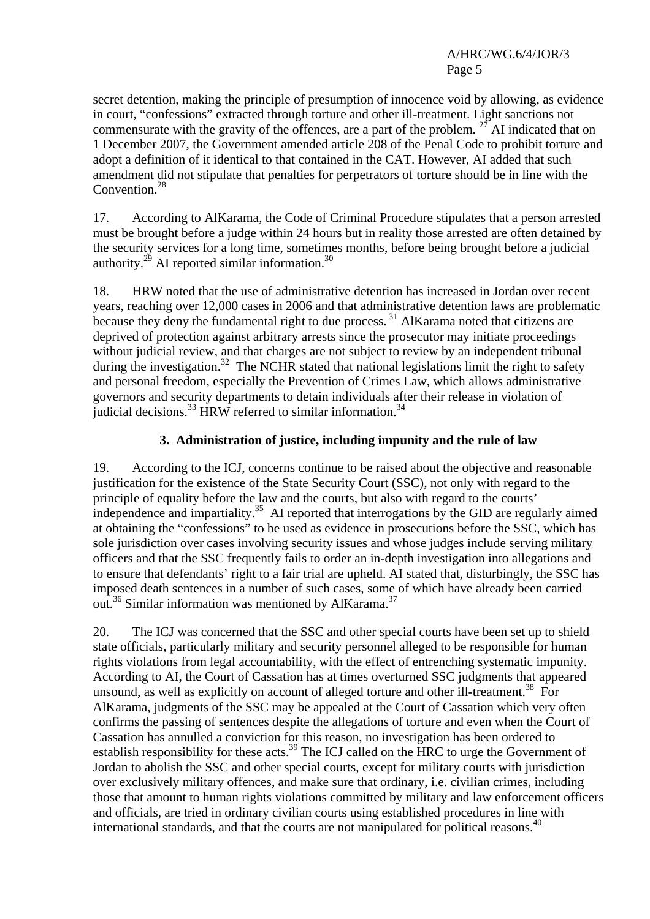secret detention, making the principle of presumption of innocence void by allowing, as evidence in court, "confessions" extracted through torture and other ill-treatment. Light sanctions not commensurate with the gravity of the offences, are a part of the problem. [27] AI indicated that on 1 December 2007, the Government amended article 208 of the Penal Code to prohibit torture and adopt a definition of it identical to that contained in the CAT. However, AI added that such amendment did not stipulate that penalties for perpetrators of torture should be in line with the Convention.[28]

17. According to AlKarama, the Code of Criminal Procedure stipulates that a person arrested must be brought before a judge within 24 hours but in reality those arrested are often detained by the security services for a long time, sometimes months, before being brought before a judicial authority.[29] AI reported similar information.[30]

18. HRW noted that the use of administrative detention has increased in Jordan over recent years, reaching over 12,000 cases in 2006 and that administrative detention laws are problematic because they deny the fundamental right to due process. [31] AlKarama noted that citizens are deprived of protection against arbitrary arrests since the prosecutor may initiate proceedings without judicial review, and that charges are not subject to review by an independent tribunal during the investigation.[32] The NCHR stated that national legislations limit the right to safety and personal freedom, especially the Prevention of Crimes Law, which allows administrative governors and security departments to detain individuals after their release in violation of judicial decisions.[33] HRW referred to similar information.[34]

### 3. Administration of justice, including impunity and the rule of law

19. According to the ICJ, concerns continue to be raised about the objective and reasonable justification for the existence of the State Security Court (SSC), not only with regard to the principle of equality before the law and the courts, but also with regard to the courts' independence and impartiality.[35] AI reported that interrogations by the GID are regularly aimed at obtaining the "confessions" to be used as evidence in prosecutions before the SSC, which has sole jurisdiction over cases involving security issues and whose judges include serving military officers and that the SSC frequently fails to order an in-depth investigation into allegations and to ensure that defendants' right to a fair trial are upheld. AI stated that, disturbingly, the SSC has imposed death sentences in a number of such cases, some of which have already been carried out.[36] Similar information was mentioned by AlKarama.[37]

20. The ICJ was concerned that the SSC and other special courts have been set up to shield state officials, particularly military and security personnel alleged to be responsible for human rights violations from legal accountability, with the effect of entrenching systematic impunity. According to AI, the Court of Cassation has at times overturned SSC judgments that appeared unsound, as well as explicitly on account of alleged torture and other ill-treatment.[38] For AlKarama, judgments of the SSC may be appealed at the Court of Cassation which very often confirms the passing of sentences despite the allegations of torture and even when the Court of Cassation has annulled a conviction for this reason, no investigation has been ordered to establish responsibility for these acts.[39] The ICJ called on the HRC to urge the Government of Jordan to abolish the SSC and other special courts, except for military courts with jurisdiction over exclusively military offences, and make sure that ordinary, i.e. civilian crimes, including those that amount to human rights violations committed by military and law enforcement officers and officials, are tried in ordinary civilian courts using established procedures in line with international standards, and that the courts are not manipulated for political reasons.[40]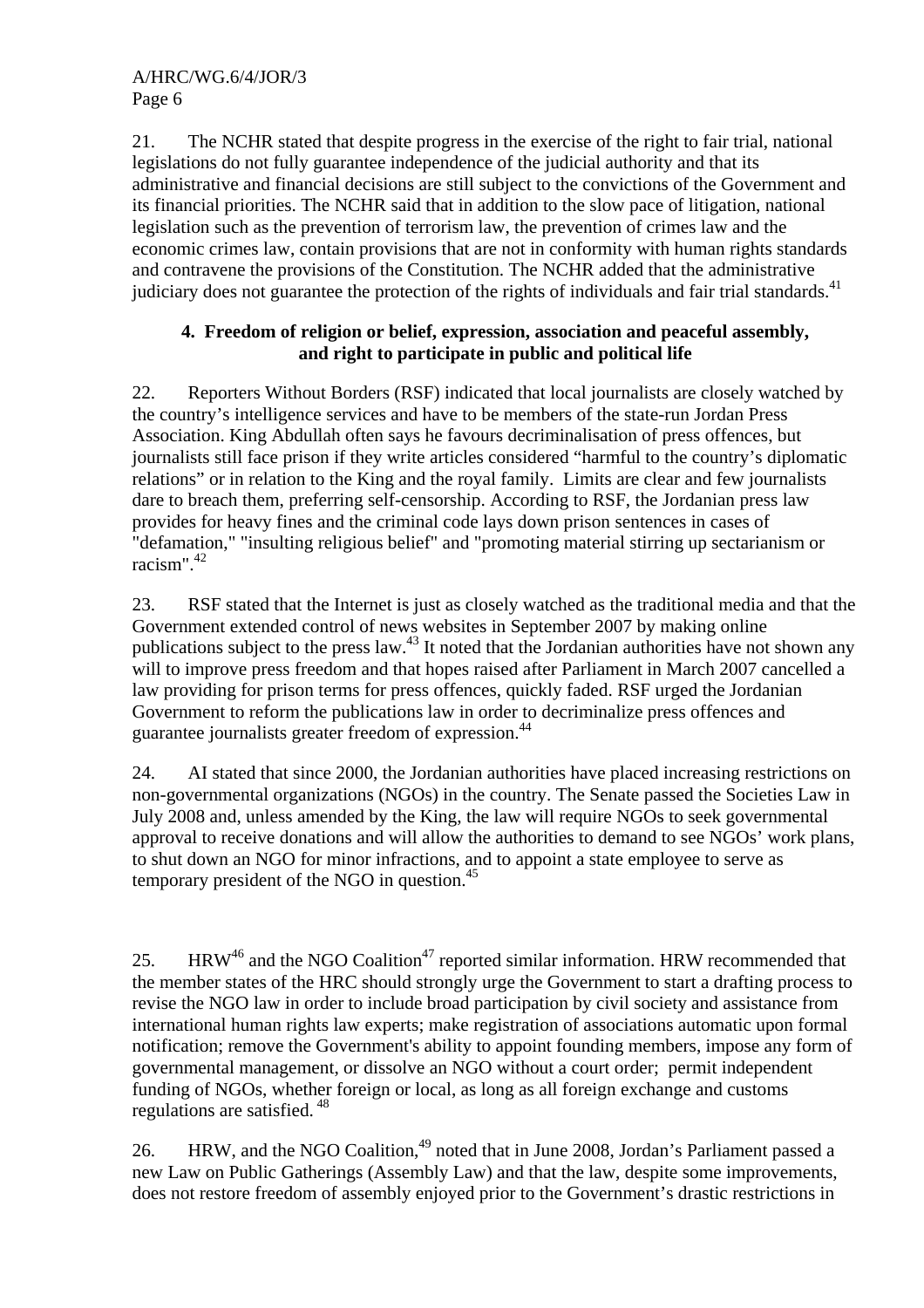21. The NCHR stated that despite progress in the exercise of the right to fair trial, national legislations do not fully guarantee independence of the judicial authority and that its administrative and financial decisions are still subject to the convictions of the Government and its financial priorities. The NCHR said that in addition to the slow pace of litigation, national legislation such as the prevention of terrorism law, the prevention of crimes law and the economic crimes law, contain provisions that are not in conformity with human rights standards and contravene the provisions of the Constitution. The NCHR added that the administrative judiciary does not guarantee the protection of the rights of individuals and fair trial standards.[41]

### 4. Freedom of religion or belief, expression, association and peaceful assembly, and right to participate in public and political life

22. Reporters Without Borders (RSF) indicated that local journalists are closely watched by the country's intelligence services and have to be members of the state-run Jordan Press Association. King Abdullah often says he favours decriminalisation of press offences, but journalists still face prison if they write articles considered "harmful to the country's diplomatic relations" or in relation to the King and the royal family. Limits are clear and few journalists dare to breach them, preferring self-censorship. According to RSF, the Jordanian press law provides for heavy fines and the criminal code lays down prison sentences in cases of "defamation," "insulting religious belief" and "promoting material stirring up sectarianism or racism".[42]

23. RSF stated that the Internet is just as closely watched as the traditional media and that the Government extended control of news websites in September 2007 by making online publications subject to the press law.[43] It noted that the Jordanian authorities have not shown any will to improve press freedom and that hopes raised after Parliament in March 2007 cancelled a law providing for prison terms for press offences, quickly faded. RSF urged the Jordanian Government to reform the publications law in order to decriminalize press offences and guarantee journalists greater freedom of expression.[44]

24. AI stated that since 2000, the Jordanian authorities have placed increasing restrictions on non-governmental organizations (NGOs) in the country. The Senate passed the Societies Law in July 2008 and, unless amended by the King, the law will require NGOs to seek governmental approval to receive donations and will allow the authorities to demand to see NGOs' work plans, to shut down an NGO for minor infractions, and to appoint a state employee to serve as temporary president of the NGO in question.[45]

25. HRW[46] and the NGO Coalition[47] reported similar information. HRW recommended that the member states of the HRC should strongly urge the Government to start a drafting process to revise the NGO law in order to include broad participation by civil society and assistance from international human rights law experts; make registration of associations automatic upon formal notification; remove the Government's ability to appoint founding members, impose any form of governmental management, or dissolve an NGO without a court order; permit independent funding of NGOs, whether foreign or local, as long as all foreign exchange and customs regulations are satisfied.[48]

26. HRW, and the NGO Coalition,[49] noted that in June 2008, Jordan's Parliament passed a new Law on Public Gatherings (Assembly Law) and that the law, despite some improvements, does not restore freedom of assembly enjoyed prior to the Government's drastic restrictions in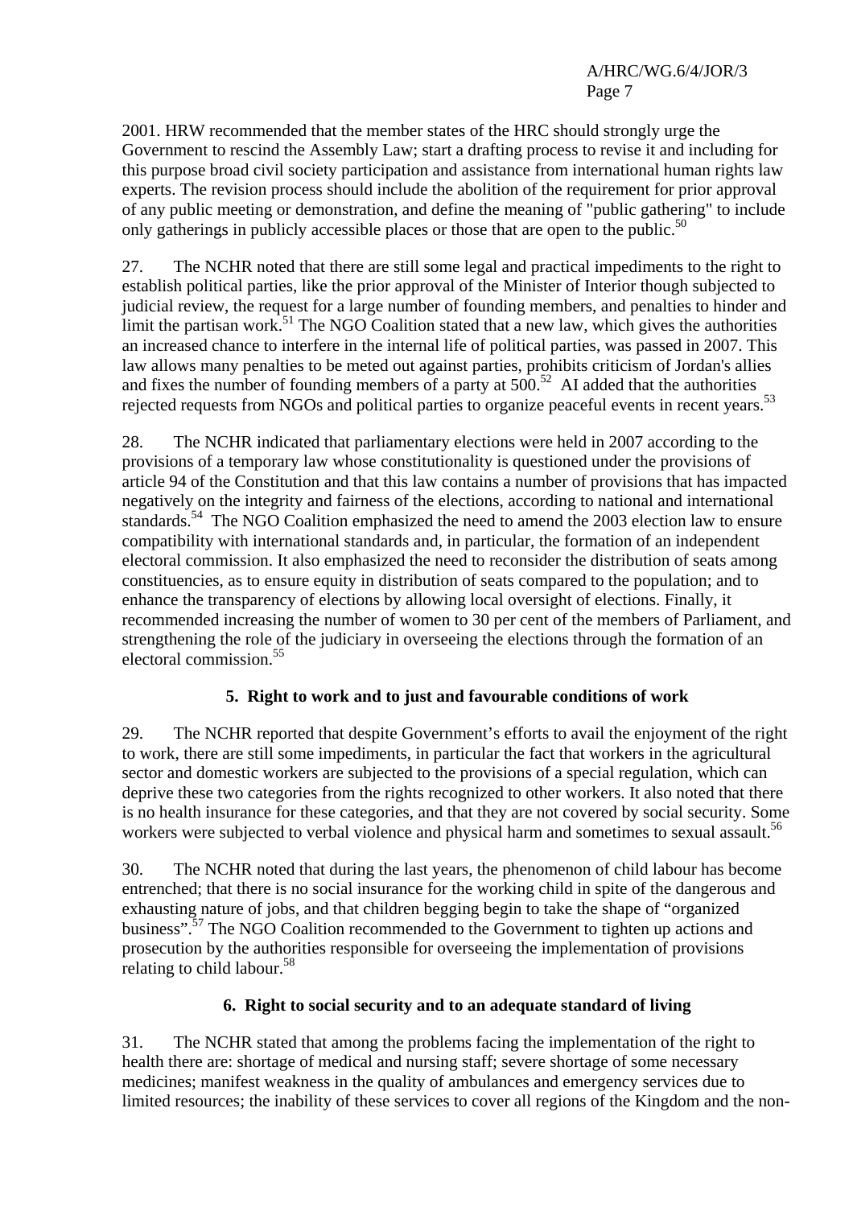2001. HRW recommended that the member states of the HRC should strongly urge the Government to rescind the Assembly Law; start a drafting process to revise it and including for this purpose broad civil society participation and assistance from international human rights law experts. The revision process should include the abolition of the requirement for prior approval of any public meeting or demonstration, and define the meaning of "public gathering" to include only gatherings in publicly accessible places or those that are open to the public.[50]

27. The NCHR noted that there are still some legal and practical impediments to the right to establish political parties, like the prior approval of the Minister of Interior though subjected to judicial review, the request for a large number of founding members, and penalties to hinder and limit the partisan work.[51] The NGO Coalition stated that a new law, which gives the authorities an increased chance to interfere in the internal life of political parties, was passed in 2007. This law allows many penalties to be meted out against parties, prohibits criticism of Jordan's allies and fixes the number of founding members of a party at 500.[52] AI added that the authorities rejected requests from NGOs and political parties to organize peaceful events in recent years.[53]

28. The NCHR indicated that parliamentary elections were held in 2007 according to the provisions of a temporary law whose constitutionality is questioned under the provisions of article 94 of the Constitution and that this law contains a number of provisions that has impacted negatively on the integrity and fairness of the elections, according to national and international standards.[54] The NGO Coalition emphasized the need to amend the 2003 election law to ensure compatibility with international standards and, in particular, the formation of an independent electoral commission. It also emphasized the need to reconsider the distribution of seats among constituencies, as to ensure equity in distribution of seats compared to the population; and to enhance the transparency of elections by allowing local oversight of elections. Finally, it recommended increasing the number of women to 30 per cent of the members of Parliament, and strengthening the role of the judiciary in overseeing the elections through the formation of an electoral commission.[55]

### 5. Right to work and to just and favourable conditions of work

29. The NCHR reported that despite Government's efforts to avail the enjoyment of the right to work, there are still some impediments, in particular the fact that workers in the agricultural sector and domestic workers are subjected to the provisions of a special regulation, which can deprive these two categories from the rights recognized to other workers. It also noted that there is no health insurance for these categories, and that they are not covered by social security. Some workers were subjected to verbal violence and physical harm and sometimes to sexual assault.[56]

30. The NCHR noted that during the last years, the phenomenon of child labour has become entrenched; that there is no social insurance for the working child in spite of the dangerous and exhausting nature of jobs, and that children begging begin to take the shape of "organized business".[57] The NGO Coalition recommended to the Government to tighten up actions and prosecution by the authorities responsible for overseeing the implementation of provisions relating to child labour.[58]

### 6. Right to social security and to an adequate standard of living

31. The NCHR stated that among the problems facing the implementation of the right to health there are: shortage of medical and nursing staff; severe shortage of some necessary medicines; manifest weakness in the quality of ambulances and emergency services due to limited resources; the inability of these services to cover all regions of the Kingdom and the non-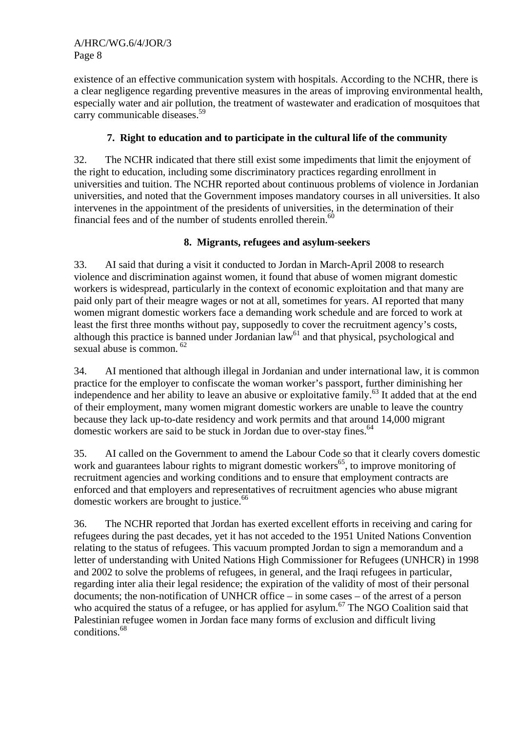existence of an effective communication system with hospitals. According to the NCHR, there is a clear negligence regarding preventive measures in the areas of improving environmental health, especially water and air pollution, the treatment of wastewater and eradication of mosquitoes that carry communicable diseases.[59]

### 7. Right to education and to participate in the cultural life of the community

32. The NCHR indicated that there still exist some impediments that limit the enjoyment of the right to education, including some discriminatory practices regarding enrollment in universities and tuition. The NCHR reported about continuous problems of violence in Jordanian universities, and noted that the Government imposes mandatory courses in all universities. It also intervenes in the appointment of the presidents of universities, in the determination of their financial fees and of the number of students enrolled therein.[60]

### 8. Migrants, refugees and asylum-seekers

33. AI said that during a visit it conducted to Jordan in March-April 2008 to research violence and discrimination against women, it found that abuse of women migrant domestic workers is widespread, particularly in the context of economic exploitation and that many are paid only part of their meagre wages or not at all, sometimes for years. AI reported that many women migrant domestic workers face a demanding work schedule and are forced to work at least the first three months without pay, supposedly to cover the recruitment agency's costs, although this practice is banned under Jordanian law[61] and that physical, psychological and sexual abuse is common.[62]

34. AI mentioned that although illegal in Jordanian and under international law, it is common practice for the employer to confiscate the woman worker's passport, further diminishing her independence and her ability to leave an abusive or exploitative family.[63] It added that at the end of their employment, many women migrant domestic workers are unable to leave the country because they lack up-to-date residency and work permits and that around 14,000 migrant domestic workers are said to be stuck in Jordan due to over-stay fines.[64]

35. AI called on the Government to amend the Labour Code so that it clearly covers domestic work and guarantees labour rights to migrant domestic workers[65], to improve monitoring of recruitment agencies and working conditions and to ensure that employment contracts are enforced and that employers and representatives of recruitment agencies who abuse migrant domestic workers are brought to justice.[66]

36. The NCHR reported that Jordan has exerted excellent efforts in receiving and caring for refugees during the past decades, yet it has not acceded to the 1951 United Nations Convention relating to the status of refugees. This vacuum prompted Jordan to sign a memorandum and a letter of understanding with United Nations High Commissioner for Refugees (UNHCR) in 1998 and 2002 to solve the problems of refugees, in general, and the Iraqi refugees in particular, regarding inter alia their legal residence; the expiration of the validity of most of their personal documents; the non-notification of UNHCR office – in some cases – of the arrest of a person who acquired the status of a refugee, or has applied for asylum.[67] The NGO Coalition said that Palestinian refugee women in Jordan face many forms of exclusion and difficult living conditions.[68]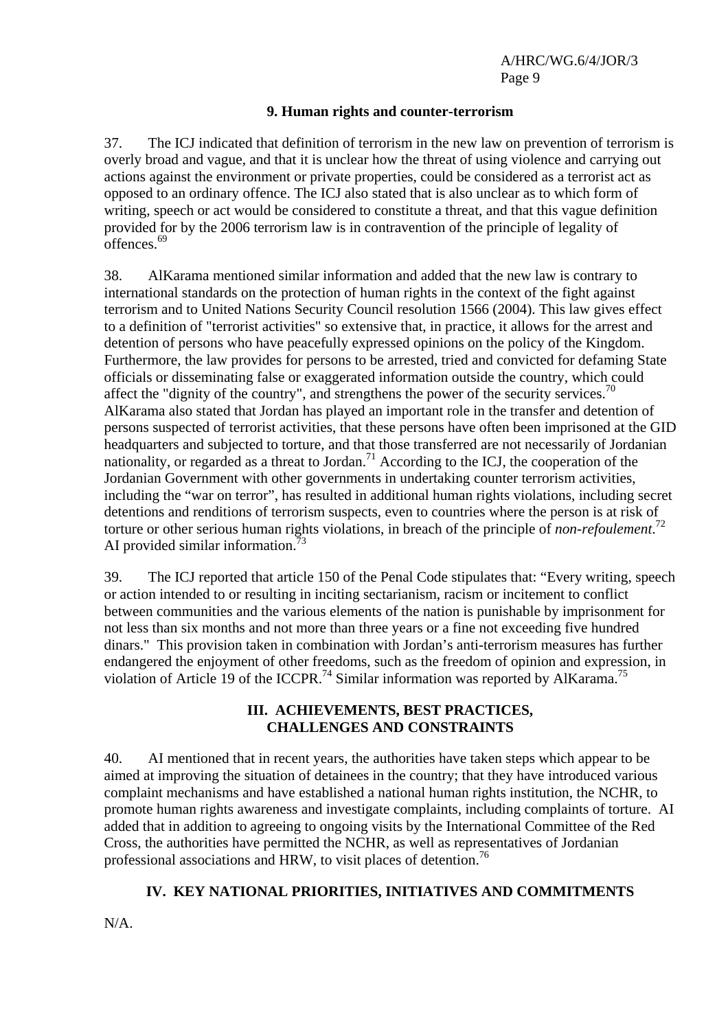### 9. Human rights and counter-terrorism

37. The ICJ indicated that definition of terrorism in the new law on prevention of terrorism is overly broad and vague, and that it is unclear how the threat of using violence and carrying out actions against the environment or private properties, could be considered as a terrorist act as opposed to an ordinary offence. The ICJ also stated that is also unclear as to which form of writing, speech or act would be considered to constitute a threat, and that this vague definition provided for by the 2006 terrorism law is in contravention of the principle of legality of offences.[69]

38. AlKarama mentioned similar information and added that the new law is contrary to international standards on the protection of human rights in the context of the fight against terrorism and to United Nations Security Council resolution 1566 (2004). This law gives effect to a definition of "terrorist activities" so extensive that, in practice, it allows for the arrest and detention of persons who have peacefully expressed opinions on the policy of the Kingdom. Furthermore, the law provides for persons to be arrested, tried and convicted for defaming State officials or disseminating false or exaggerated information outside the country, which could affect the "dignity of the country", and strengthens the power of the security services.[70] AlKarama also stated that Jordan has played an important role in the transfer and detention of persons suspected of terrorist activities, that these persons have often been imprisoned at the GID headquarters and subjected to torture, and that those transferred are not necessarily of Jordanian nationality, or regarded as a threat to Jordan.[71] According to the ICJ, the cooperation of the Jordanian Government with other governments in undertaking counter terrorism activities, including the "war on terror", has resulted in additional human rights violations, including secret detentions and renditions of terrorism suspects, even to countries where the person is at risk of torture or other serious human rights violations, in breach of the principle of *non-refoulement*.[72] AI provided similar information.[73]

39. The ICJ reported that article 150 of the Penal Code stipulates that: "Every writing, speech or action intended to or resulting in inciting sectarianism, racism or incitement to conflict between communities and the various elements of the nation is punishable by imprisonment for not less than six months and not more than three years or a fine not exceeding five hundred dinars." This provision taken in combination with Jordan's anti-terrorism measures has further endangered the enjoyment of other freedoms, such as the freedom of opinion and expression, in violation of Article 19 of the ICCPR.[74] Similar information was reported by AlKarama.[75]

## III. ACHIEVEMENTS, BEST PRACTICES, CHALLENGES AND CONSTRAINTS

40. AI mentioned that in recent years, the authorities have taken steps which appear to be aimed at improving the situation of detainees in the country; that they have introduced various complaint mechanisms and have established a national human rights institution, the NCHR, to promote human rights awareness and investigate complaints, including complaints of torture. AI added that in addition to agreeing to ongoing visits by the International Committee of the Red Cross, the authorities have permitted the NCHR, as well as representatives of Jordanian professional associations and HRW, to visit places of detention.[76]

## IV. KEY NATIONAL PRIORITIES, INITIATIVES AND COMMITMENTS

N/A.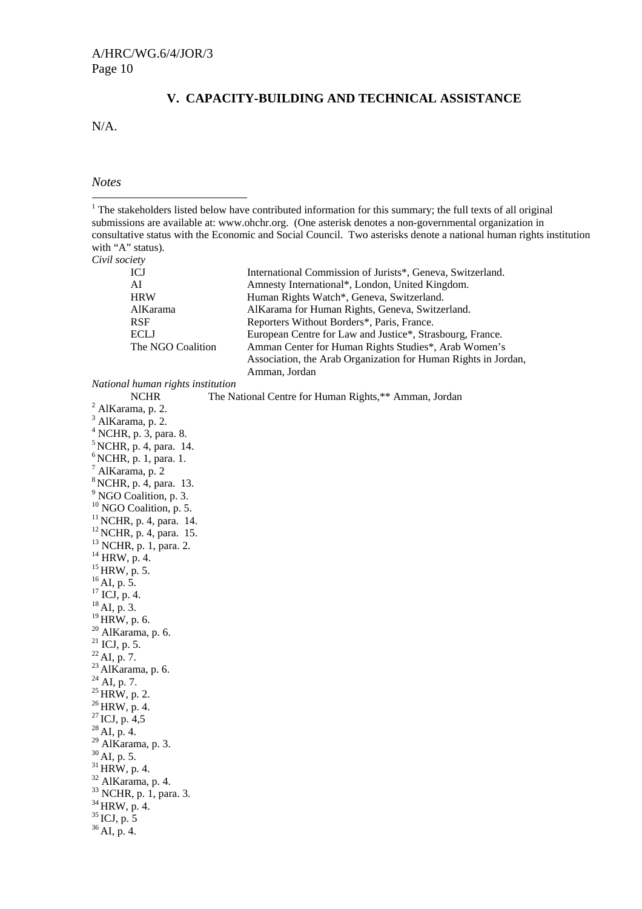## V. CAPACITY-BUILDING AND TECHNICAL ASSISTANCE

N/A.

*Notes*

[1] The stakeholders listed below have contributed information for this summary; the full texts of all original submissions are available at: www.ohchr.org. (One asterisk denotes a non-governmental organization in consultative status with the Economic and Social Council. Two asterisks denote a national human rights institution with "A" status).

*Civil society*

| | |
|---|---|
| ICJ | International Commission of Jurists*, Geneva, Switzerland. |
| AI | Amnesty International*, London, United Kingdom. |
| HRW | Human Rights Watch*, Geneva, Switzerland. |
| AlKarama | AlKarama for Human Rights, Geneva, Switzerland. |
| RSF | Reporters Without Borders*, Paris, France. |
| ECLJ | European Centre for Law and Justice*, Strasbourg, France. |
| The NGO Coalition | Amman Center for Human Rights Studies*, Arab Women's Association, the Arab Organization for Human Rights in Jordan, Amman, Jordan |

*National human rights institution*

| | |
|---|---|
| NCHR | The National Centre for Human Rights,** Amman, Jordan |

[2] AlKarama, p. 2.
[3] AlKarama, p. 2.
[4] NCHR, p. 3, para. 8.
[5] NCHR, p. 4, para. 14.
[6] NCHR, p. 1, para. 1.
[7] AlKarama, p. 2
[8] NCHR, p. 4, para. 13.
[9] NGO Coalition, p. 3.
[10] NGO Coalition, p. 5.
[11] NCHR, p. 4, para. 14.
[12] NCHR, p. 4, para. 15.
[13] NCHR, p. 1, para. 2.
[14] HRW, p. 4.
[15] HRW, p. 5.
[16] AI, p. 5.
[17] ICJ, p. 4.
[18] AI, p. 3.
[19] HRW, p. 6.
[20] AlKarama, p. 6.
[21] ICJ, p. 5.
[22] AI, p. 7.
[23] AlKarama, p. 6.
[24] AI, p. 7.
[25] HRW, p. 2.
[26] HRW, p. 4.
[27] ICJ, p. 4,5
[28] AI, p. 4.
[29] AlKarama, p. 3.
[30] AI, p. 5.
[31] HRW, p. 4.
[32] AlKarama, p. 4.
[33] NCHR, p. 1, para. 3.
[34] HRW, p. 4.
[35] ICJ, p. 5
[36] AI, p. 4.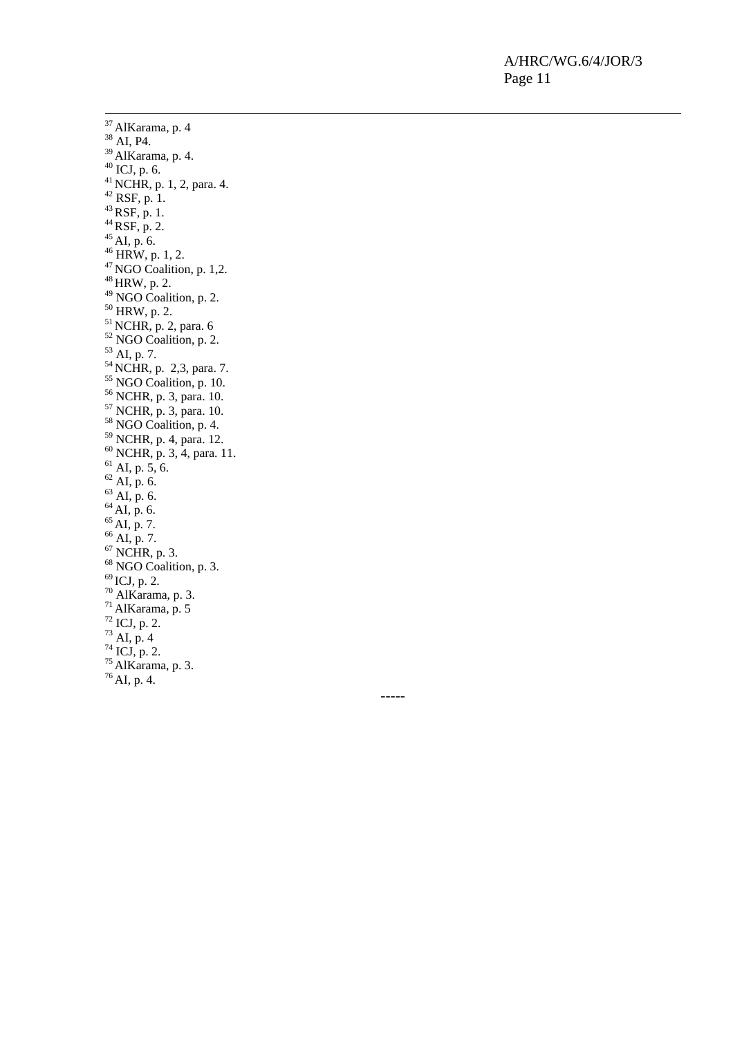[37] AlKarama, p. 4
[38] AI, P4.
[39] AlKarama, p. 4.
[40] ICJ, p. 6.
[41] NCHR, p. 1, 2, para. 4.
[42] RSF, p. 1.
[43] RSF, p. 1.
[44] RSF, p. 2.
[45] AI, p. 6.
[46] HRW, p. 1, 2.
[47] NGO Coalition, p. 1,2.
[48] HRW, p. 2.
[49] NGO Coalition, p. 2.
[50] HRW, p. 2.
[51] NCHR, p. 2, para. 6
[52] NGO Coalition, p. 2.
[53] AI, p. 7.
[54] NCHR, p. 2,3, para. 7.
[55] NGO Coalition, p. 10.
[56] NCHR, p. 3, para. 10.
[57] NCHR, p. 3, para. 10.
[58] NGO Coalition, p. 4.
[59] NCHR, p. 4, para. 12.
[60] NCHR, p. 3, 4, para. 11.
[61] AI, p. 5, 6.
[62] AI, p. 6.
[63] AI, p. 6.
[64] AI, p. 6.
[65] AI, p. 7.
[66] AI, p. 7.
[67] NCHR, p. 3.
[68] NGO Coalition, p. 3.
[69] ICJ, p. 2.
[70] AlKarama, p. 3.
[71] AlKarama, p. 5
[72] ICJ, p. 2.
[73] AI, p. 4
[74] ICJ, p. 2.
[75] AlKarama, p. 3.
[76] AI, p. 4.

-----